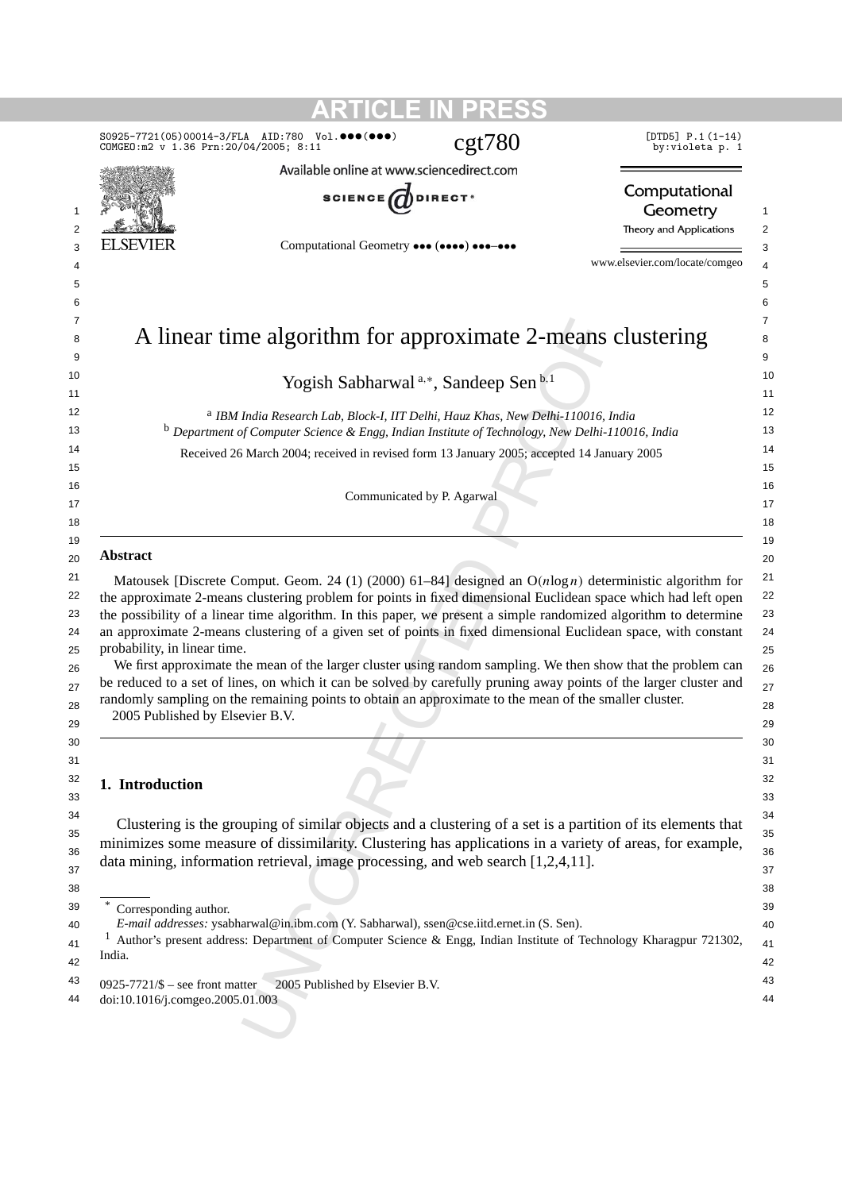# A linear time algorithm for approximate 2-means clustering

Yogish Sabharwal [a,*], Sandeep Sen [b,1]

[a] *IBM India Research Lab, Block-I, IIT Delhi, Hauz Khas, New Delhi-110016, India*
[b] *Department of Computer Science & Engg, Indian Institute of Technology, New Delhi-110016, India*

Received 26 March 2004; received in revised form 13 January 2005; accepted 14 January 2005

Communicated by P. Agarwal

---

**Abstract**

Matousek [Discrete Comput. Geom. 24 (1) (2000) 61–84] designed an $O(n \log n)$ deterministic algorithm for the approximate 2-means clustering problem for points in fixed dimensional Euclidean space which had left open the possibility of a linear time algorithm. In this paper, we present a simple randomized algorithm to determine an approximate 2-means clustering of a given set of points in fixed dimensional Euclidean space, with constant probability, in linear time.

We first approximate the mean of the larger cluster using random sampling. We then show that the problem can be reduced to a set of lines, on which it can be solved by carefully pruning away points of the larger cluster and randomly sampling on the remaining points to obtain an approximate to the mean of the smaller cluster.

2005 Published by Elsevier B.V.

---

## 1. Introduction

Clustering is the grouping of similar objects and a clustering of a set is a partition of its elements that minimizes some measure of dissimilarity. Clustering has applications in a variety of areas, for example, data mining, information retrieval, image processing, and web search [1,2,4,11].

---

* Corresponding author.
*E-mail addresses:* ysabharwal@in.ibm.com (Y. Sabharwal), ssen@cse.iitd.ernet.in (S. Sen).
[1] Author's present address: Department of Computer Science & Engg, Indian Institute of Technology Kharagpur 721302, India.

0925-7721/$ – see front matter 2005 Published by Elsevier B.V.
doi:10.1016/j.comgeo.2005.01.003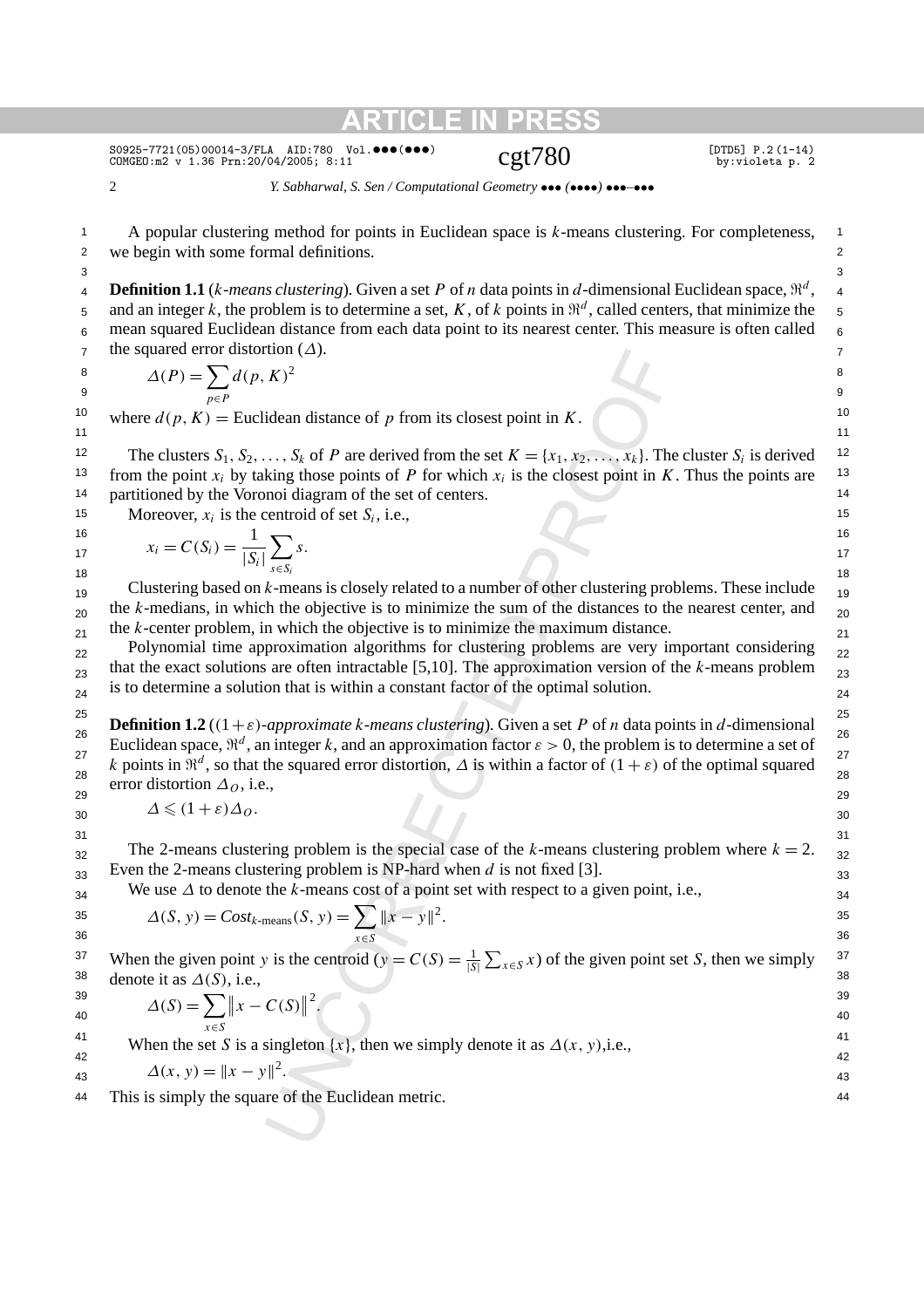A popular clustering method for points in Euclidean space is $k$-means clustering. For completeness, we begin with some formal definitions.

**Definition 1.1** (*$k$-means clustering*). Given a set $P$ of $n$ data points in $d$-dimensional Euclidean space, $\Re^d$, and an integer $k$, the problem is to determine a set, $K$, of $k$ points in $\Re^d$, called centers, that minimize the mean squared Euclidean distance from each data point to its nearest center. This measure is often called the squared error distortion ($\Delta$).

$$\Delta(P) = \sum_{p \in P} d(p, K)^2$$

where $d(p, K) =$ Euclidean distance of $p$ from its closest point in $K$.

The clusters $S_1, S_2, \ldots, S_k$ of $P$ are derived from the set $K = \{x_1, x_2, \ldots, x_k\}$. The cluster $S_i$ is derived from the point $x_i$ by taking those points of $P$ for which $x_i$ is the closest point in $K$. Thus the points are partitioned by the Voronoi diagram of the set of centers.

Moreover, $x_i$ is the centroid of set $S_i$, i.e.,

$$x_i = C(S_i) = \frac{1}{|S_i|} \sum_{s \in S_i} s.$$

Clustering based on $k$-means is closely related to a number of other clustering problems. These include the $k$-medians, in which the objective is to minimize the sum of the distances to the nearest center, and the $k$-center problem, in which the objective is to minimize the maximum distance.

Polynomial time approximation algorithms for clustering problems are very important considering that the exact solutions are often intractable [5,10]. The approximation version of the $k$-means problem is to determine a solution that is within a constant factor of the optimal solution.

**Definition 1.2** (*$(1+\varepsilon)$-approximate $k$-means clustering*). Given a set $P$ of $n$ data points in $d$-dimensional Euclidean space, $\Re^d$, an integer $k$, and an approximation factor $\varepsilon > 0$, the problem is to determine a set of $k$ points in $\Re^d$, so that the squared error distortion, $\Delta$ is within a factor of $(1+\varepsilon)$ of the optimal squared error distortion $\Delta_O$, i.e.,

$$\Delta \leqslant (1+\varepsilon)\Delta_O.$$

The 2-means clustering problem is the special case of the $k$-means clustering problem where $k = 2$. Even the 2-means clustering problem is NP-hard when $d$ is not fixed [3].

We use $\Delta$ to denote the $k$-means cost of a point set with respect to a given point, i.e.,

$$\Delta(S, y) = Cost_{k\text{-means}}(S, y) = \sum_{x \in S} \|x - y\|^2.$$

When the given point $y$ is the centroid ($y = C(S) = \frac{1}{|S|}\sum_{x \in S} x$) of the given point set $S$, then we simply denote it as $\Delta(S)$, i.e.,

$$\Delta(S) = \sum_{x \in S} \|x - C(S)\|^2.$$

When the set $S$ is a singleton $\{x\}$, then we simply denote it as $\Delta(x, y)$, i.e.,

$$\Delta(x, y) = \|x - y\|^2.$$

This is simply the square of the Euclidean metric.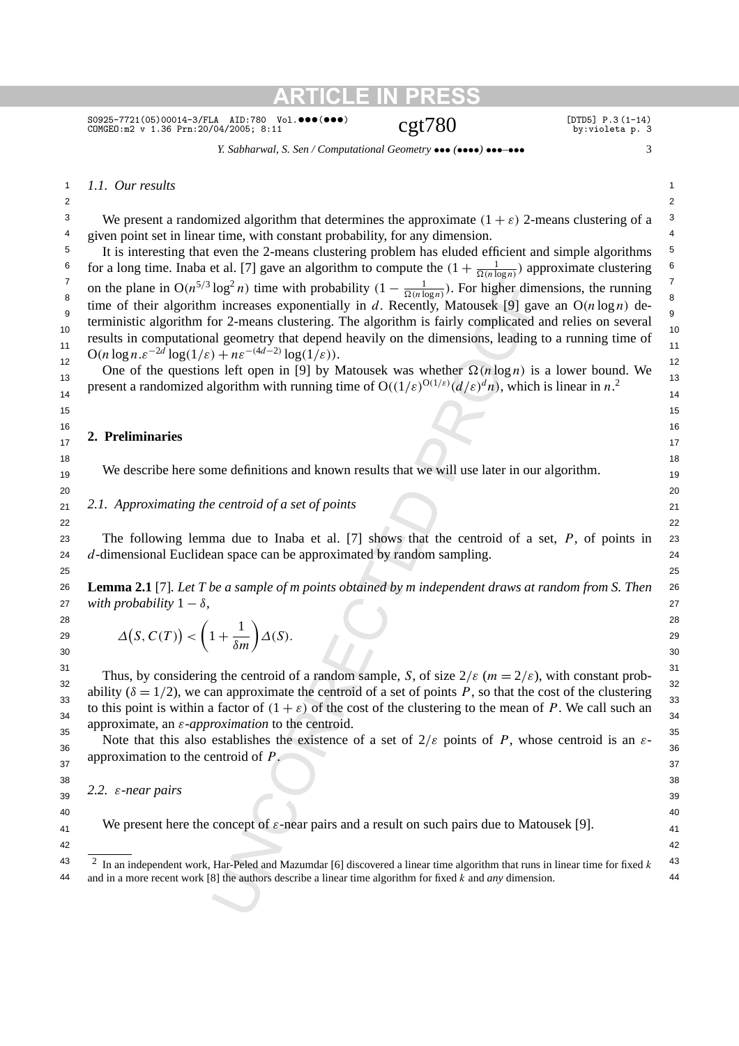### 1.1. Our results

We present a randomized algorithm that determines the approximate $(1+\varepsilon)$ 2-means clustering of a given point set in linear time, with constant probability, for any dimension.

It is interesting that even the 2-means clustering problem has eluded efficient and simple algorithms for a long time. Inaba et al. [7] gave an algorithm to compute the $(1+\frac{1}{\Omega(n\log n)})$ approximate clustering on the plane in $O(n^{5/3}\log^2 n)$ time with probability $(1-\frac{1}{\Omega(n\log n)})$. For higher dimensions, the running time of their algorithm increases exponentially in $d$. Recently, Matousek [9] gave an $O(n\log n)$ deterministic algorithm for 2-means clustering. The algorithm is fairly complicated and relies on several results in computational geometry that depend heavily on the dimensions, leading to a running time of $O(n\log n.\varepsilon^{-2d}\log(1/\varepsilon)+n\varepsilon^{-(4d-2)}\log(1/\varepsilon))$.

One of the questions left open in [9] by Matousek was whether $\Omega(n\log n)$ is a lower bound. We present a randomized algorithm with running time of $O((1/\varepsilon)^{O(1/\varepsilon)}(d/\varepsilon)^d n)$, which is linear in $n$.[2]

## 2. Preliminaries

We describe here some definitions and known results that we will use later in our algorithm.

### 2.1. Approximating the centroid of a set of points

The following lemma due to Inaba et al. [7] shows that the centroid of a set, $P$, of points in $d$-dimensional Euclidean space can be approximated by random sampling.

**Lemma 2.1** [7]. *Let $T$ be a sample of $m$ points obtained by $m$ independent draws at random from $S$. Then with probability* $1-\delta$,

$$\Delta\big(S, C(T)\big) < \left(1+\frac{1}{\delta m}\right)\Delta(S).$$

Thus, by considering the centroid of a random sample, $S$, of size $2/\varepsilon$ ($m=2/\varepsilon$), with constant probability ($\delta=1/2$), we can approximate the centroid of a set of points $P$, so that the cost of the clustering to this point is within a factor of $(1+\varepsilon)$ of the cost of the clustering to the mean of $P$. We call such an approximate, an *$\varepsilon$-approximation* to the centroid.

Note that this also establishes the existence of a set of $2/\varepsilon$ points of $P$, whose centroid is an $\varepsilon$-approximation to the centroid of $P$.

### 2.2. $\varepsilon$-near pairs

We present here the concept of $\varepsilon$-near pairs and a result on such pairs due to Matousek [9].

---

[2] In an independent work, Har-Peled and Mazumdar [6] discovered a linear time algorithm that runs in linear time for fixed $k$ and in a more recent work [8] the authors describe a linear time algorithm for fixed $k$ and *any* dimension.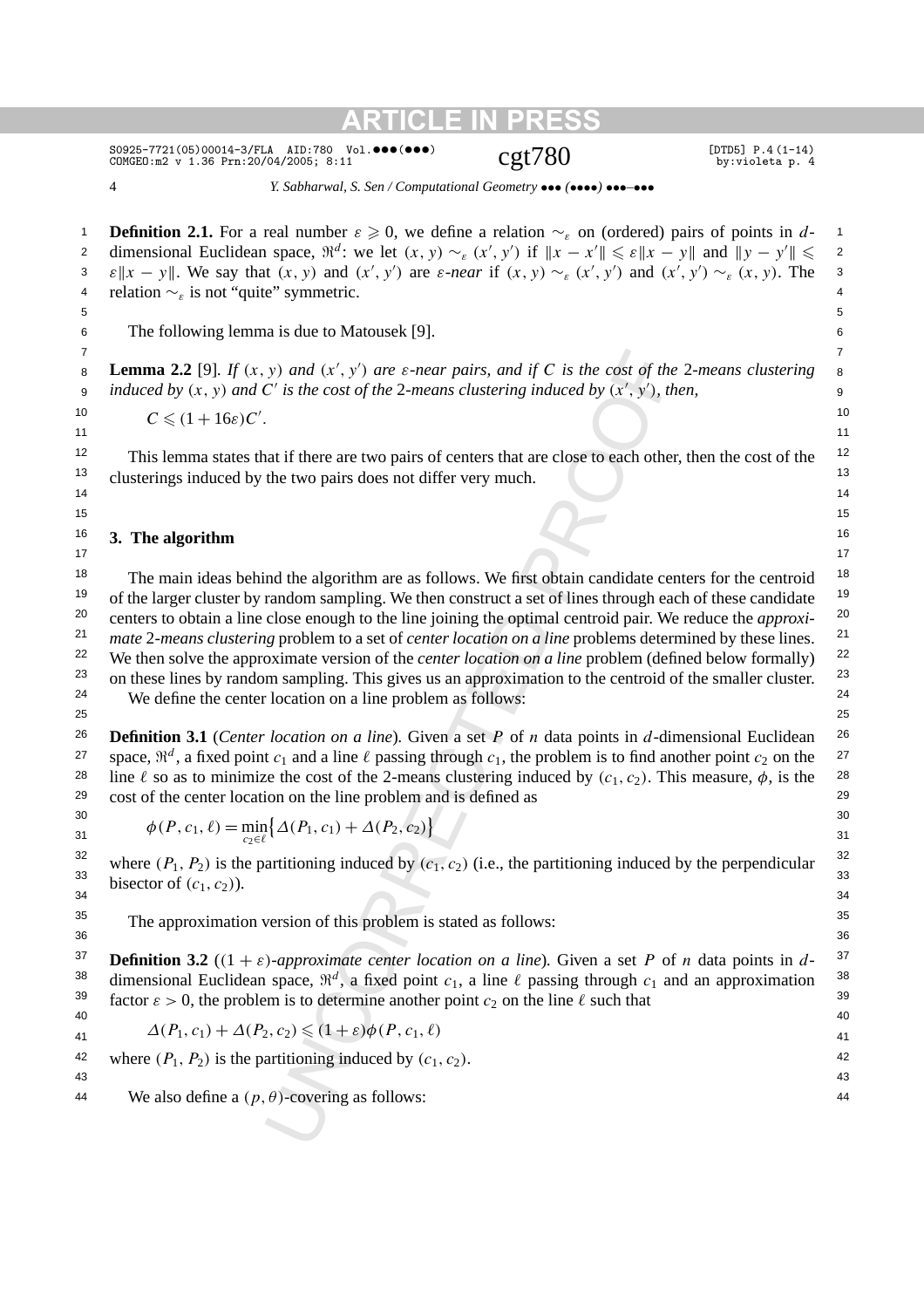**Definition 2.1.** For a real number $\varepsilon \geqslant 0$, we define a relation $\sim_\varepsilon$ on (ordered) pairs of points in $d$-dimensional Euclidean space, $\Re^d$: we let $(x, y) \sim_\varepsilon (x', y')$ if $\|x - x'\| \leqslant \varepsilon\|x - y\|$ and $\|y - y'\| \leqslant \varepsilon\|x - y\|$. We say that $(x, y)$ and $(x', y')$ are *$\varepsilon$-near* if $(x, y) \sim_\varepsilon (x', y')$ and $(x', y') \sim_\varepsilon (x, y)$. The relation $\sim_\varepsilon$ is not "quite" symmetric.

The following lemma is due to Matousek [9].

**Lemma 2.2** [9]. *If $(x, y)$ and $(x', y')$ are $\varepsilon$-near pairs, and if $C$ is the cost of the 2-means clustering induced by $(x, y)$ and $C'$ is the cost of the 2-means clustering induced by $(x', y')$, then,*

$$C \leqslant (1 + 16\varepsilon)C'.$$

This lemma states that if there are two pairs of centers that are close to each other, then the cost of the clusterings induced by the two pairs does not differ very much.

## 3. The algorithm

The main ideas behind the algorithm are as follows. We first obtain candidate centers for the centroid of the larger cluster by random sampling. We then construct a set of lines through each of these candidate centers to obtain a line close enough to the line joining the optimal centroid pair. We reduce the *approximate 2-means clustering* problem to a set of *center location on a line* problems determined by these lines. We then solve the approximate version of the *center location on a line* problem (defined below formally) on these lines by random sampling. This gives us an approximation to the centroid of the smaller cluster.

We define the center location on a line problem as follows:

**Definition 3.1** (*Center location on a line*). Given a set $P$ of $n$ data points in $d$-dimensional Euclidean space, $\Re^d$, a fixed point $c_1$ and a line $\ell$ passing through $c_1$, the problem is to find another point $c_2$ on the line $\ell$ so as to minimize the cost of the 2-means clustering induced by $(c_1, c_2)$. This measure, $\phi$, is the cost of the center location on the line problem and is defined as

$$\phi(P, c_1, \ell) = \min_{c_2 \in \ell}\{\Delta(P_1, c_1) + \Delta(P_2, c_2)\}$$

where $(P_1, P_2)$ is the partitioning induced by $(c_1, c_2)$ (i.e., the partitioning induced by the perpendicular bisector of $(c_1, c_2)$).

The approximation version of this problem is stated as follows:

**Definition 3.2** (*$(1 + \varepsilon)$-approximate center location on a line*). Given a set $P$ of $n$ data points in $d$-dimensional Euclidean space, $\Re^d$, a fixed point $c_1$, a line $\ell$ passing through $c_1$ and an approximation factor $\varepsilon > 0$, the problem is to determine another point $c_2$ on the line $\ell$ such that

$$\Delta(P_1, c_1) + \Delta(P_2, c_2) \leqslant (1 + \varepsilon)\phi(P, c_1, \ell)$$

where $(P_1, P_2)$ is the partitioning induced by $(c_1, c_2)$.

We also define a $(p, \theta)$-covering as follows: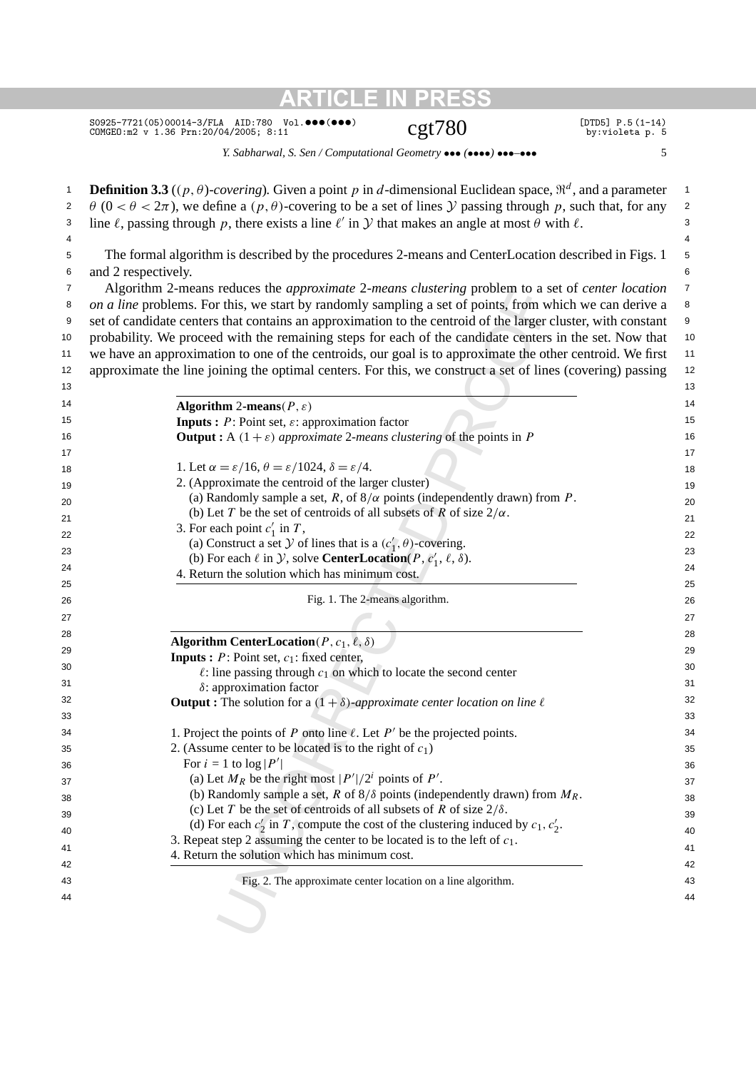**Definition 3.3** (*$(p, \theta)$-covering*). Given a point $p$ in $d$-dimensional Euclidean space, $\Re^d$, and a parameter $\theta$ ($0 < \theta < 2\pi$), we define a $(p, \theta)$-covering to be a set of lines $\mathcal{Y}$ passing through $p$, such that, for any line $\ell$, passing through $p$, there exists a line $\ell'$ in $\mathcal{Y}$ that makes an angle at most $\theta$ with $\ell$.

The formal algorithm is described by the procedures 2-means and CenterLocation described in Figs. 1 and 2 respectively.

Algorithm 2-means reduces the *approximate 2-means clustering* problem to a set of *center location on a line* problems. For this, we start by randomly sampling a set of points, from which we can derive a set of candidate centers that contains an approximation to the centroid of the larger cluster, with constant probability. We proceed with the remaining steps for each of the candidate centers in the set. Now that we have an approximation to one of the centroids, our goal is to approximate the other centroid. We first approximate the line joining the optimal centers. For this, we construct a set of lines (covering) passing

---

**Algorithm 2-means**$(P, \varepsilon)$

**Inputs :** $P$: Point set, $\varepsilon$: approximation factor

**Output :** A $(1 + \varepsilon)$ *approximate 2-means clustering* of the points in $P$

1. Let $\alpha = \varepsilon/16$, $\theta = \varepsilon/1024$, $\delta = \varepsilon/4$.
2. (Approximate the centroid of the larger cluster)
   (a) Randomly sample a set, $R$, of $8/\alpha$ points (independently drawn) from $P$.
   (b) Let $T$ be the set of centroids of all subsets of $R$ of size $2/\alpha$.
3. For each point $c_1'$ in $T$,
   (a) Construct a set $\mathcal{Y}$ of lines that is a $(c_1', \theta)$-covering.
   (b) For each $\ell$ in $\mathcal{Y}$, solve **CenterLocation**$(P, c_1', \ell, \delta)$.
4. Return the solution which has minimum cost.

---

Fig. 1. The 2-means algorithm.

---

**Algorithm CenterLocation**$(P, c_1, \ell, \delta)$

**Inputs :** $P$: Point set, $c_1$: fixed center,
$\ell$: line passing through $c_1$ on which to locate the second center
$\delta$: approximation factor

**Output :** The solution for a $(1 + \delta)$*-approximate center location on line* $\ell$

1. Project the points of $P$ onto line $\ell$. Let $P'$ be the projected points.
2. (Assume center to be located is to the right of $c_1$)
   For $i = 1$ to $\log|P'|$
   (a) Let $M_R$ be the right most $|P'|/2^i$ points of $P'$.
   (b) Randomly sample a set, $R$ of $8/\delta$ points (independently drawn) from $M_R$.
   (c) Let $T$ be the set of centroids of all subsets of $R$ of size $2/\delta$.
   (d) For each $c_2'$ in $T$, compute the cost of the clustering induced by $c_1, c_2'$.
3. Repeat step 2 assuming the center to be located is to the left of $c_1$.
4. Return the solution which has minimum cost.

---

Fig. 2. The approximate center location on a line algorithm.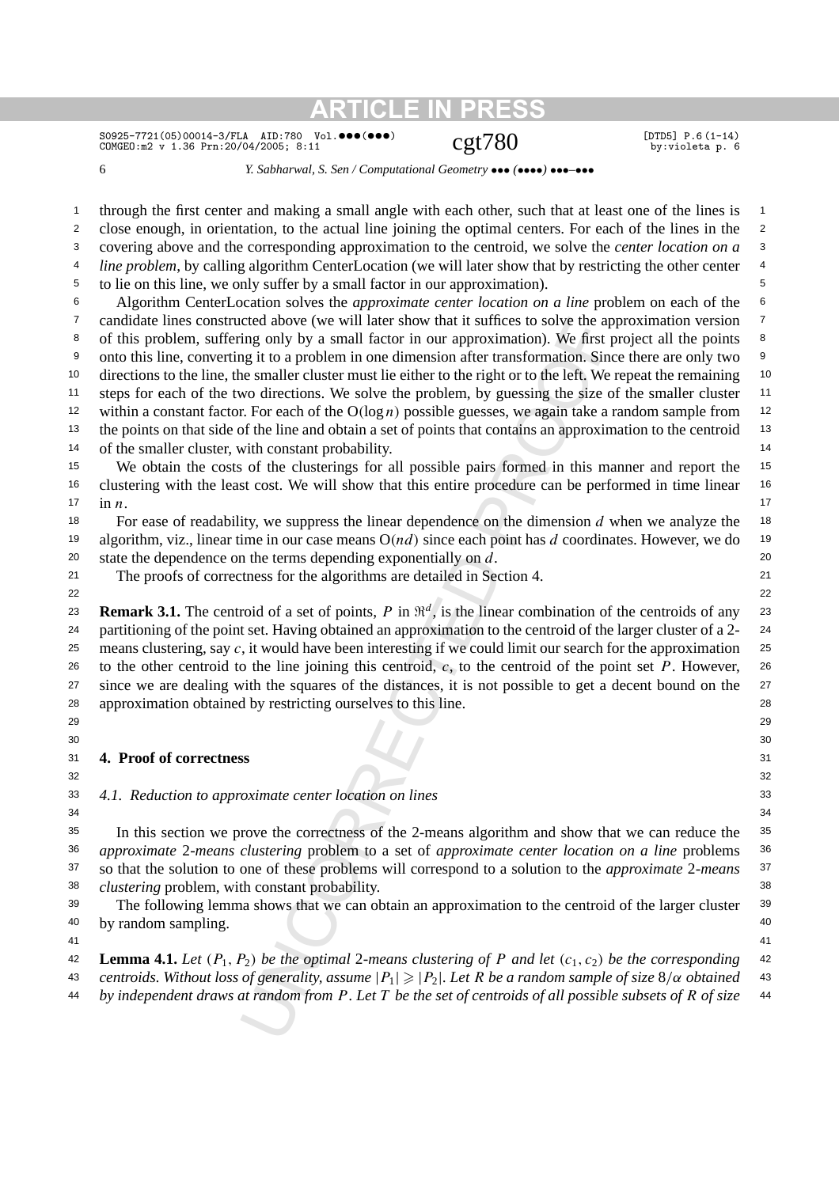through the first center and making a small angle with each other, such that at least one of the lines is close enough, in orientation, to the actual line joining the optimal centers. For each of the lines in the covering above and the corresponding approximation to the centroid, we solve the *center location on a line problem*, by calling algorithm CenterLocation (we will later show that by restricting the other center to lie on this line, we only suffer by a small factor in our approximation).

Algorithm CenterLocation solves the *approximate center location on a line* problem on each of the candidate lines constructed above (we will later show that it suffices to solve the approximation version of this problem, suffering only by a small factor in our approximation). We first project all the points onto this line, converting it to a problem in one dimension after transformation. Since there are only two directions to the line, the smaller cluster must lie either to the right or to the left. We repeat the remaining steps for each of the two directions. We solve the problem, by guessing the size of the smaller cluster within a constant factor. For each of the $O(\log n)$ possible guesses, we again take a random sample from the points on that side of the line and obtain a set of points that contains an approximation to the centroid of the smaller cluster, with constant probability.

We obtain the costs of the clusterings for all possible pairs formed in this manner and report the clustering with the least cost. We will show that this entire procedure can be performed in time linear in $n$.

For ease of readability, we suppress the linear dependence on the dimension $d$ when we analyze the algorithm, viz., linear time in our case means $O(nd)$ since each point has $d$ coordinates. However, we do state the dependence on the terms depending exponentially on $d$.

The proofs of correctness for the algorithms are detailed in Section 4.

**Remark 3.1.** The centroid of a set of points, $P$ in $\Re^d$, is the linear combination of the centroids of any partitioning of the point set. Having obtained an approximation to the centroid of the larger cluster of a 2-means clustering, say $c$, it would have been interesting if we could limit our search for the approximation to the other centroid to the line joining this centroid, $c$, to the centroid of the point set $P$. However, since we are dealing with the squares of the distances, it is not possible to get a decent bound on the approximation obtained by restricting ourselves to this line.

## 4. Proof of correctness

### 4.1. Reduction to approximate center location on lines

In this section we prove the correctness of the 2-means algorithm and show that we can reduce the *approximate 2-means clustering* problem to a set of *approximate center location on a line* problems so that the solution to one of these problems will correspond to a solution to the *approximate 2-means clustering* problem, with constant probability.

The following lemma shows that we can obtain an approximation to the centroid of the larger cluster by random sampling.

**Lemma 4.1.** *Let $(P_1, P_2)$ be the optimal 2-means clustering of $P$ and let $(c_1, c_2)$ be the corresponding centroids. Without loss of generality, assume $|P_1| \geqslant |P_2|$. Let $R$ be a random sample of size $8/\alpha$ obtained by independent draws at random from $P$. Let $T$ be the set of centroids of all possible subsets of $R$ of size*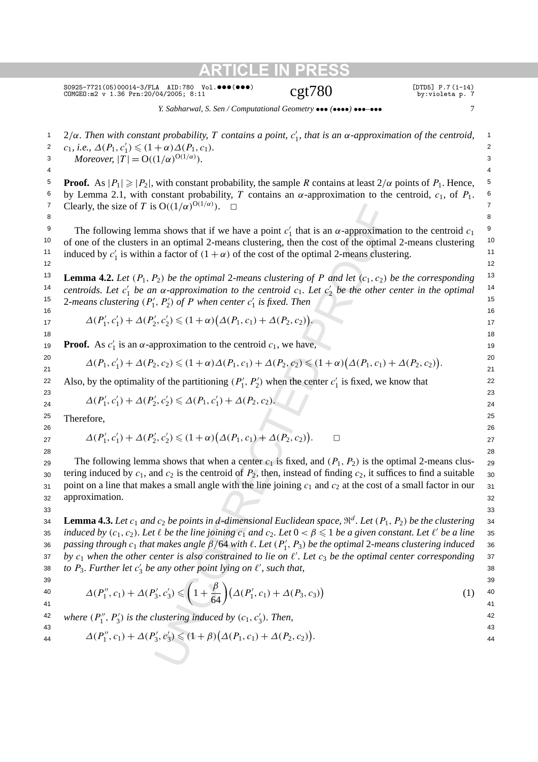$2/\alpha$. *Then with constant probability, $T$ contains a point, $c_1'$, that is an $\alpha$-approximation of the centroid, $c_1$, i.e., $\Delta(P_1, c_1') \leqslant (1+\alpha)\Delta(P_1, c_1)$.*

*Moreover, $|T| = \mathrm{O}((1/\alpha)^{\mathrm{O}(1/\alpha)})$.*

**Proof.** As $|P_1| \geqslant |P_2|$, with constant probability, the sample $R$ contains at least $2/\alpha$ points of $P_1$. Hence, by Lemma 2.1, with constant probability, $T$ contains an $\alpha$-approximation to the centroid, $c_1$, of $P_1$. Clearly, the size of $T$ is $\mathrm{O}((1/\alpha)^{\mathrm{O}(1/\alpha)})$. □

The following lemma shows that if we have a point $c_1'$ that is an $\alpha$-approximation to the centroid $c_1$ of one of the clusters in an optimal 2-means clustering, then the cost of the optimal 2-means clustering induced by $c_1'$ is within a factor of $(1+\alpha)$ of the cost of the optimal 2-means clustering.

**Lemma 4.2.** *Let $(P_1, P_2)$ be the optimal 2-means clustering of $P$ and let $(c_1, c_2)$ be the corresponding centroids. Let $c_1'$ be an $\alpha$-approximation to the centroid $c_1$. Let $c_2'$ be the other center in the optimal 2-means clustering $(P_1', P_2')$ of $P$ when center $c_1'$ is fixed. Then*

$$\Delta(P_1', c_1') + \Delta(P_2', c_2') \leqslant (1+\alpha)\big(\Delta(P_1, c_1) + \Delta(P_2, c_2)\big).$$

**Proof.** As $c_1'$ is an $\alpha$-approximation to the centroid $c_1$, we have,

$$\Delta(P_1, c_1') + \Delta(P_2, c_2) \leqslant (1+\alpha)\Delta(P_1, c_1) + \Delta(P_2, c_2) \leqslant (1+\alpha)\big(\Delta(P_1, c_1) + \Delta(P_2, c_2)\big).$$

Also, by the optimality of the partitioning $(P_1', P_2')$ when the center $c_1'$ is fixed, we know that

$$\Delta(P_1', c_1') + \Delta(P_2', c_2') \leqslant \Delta(P_1, c_1') + \Delta(P_2, c_2).$$

Therefore,

$$\Delta(P_1', c_1') + \Delta(P_2', c_2') \leqslant (1+\alpha)\big(\Delta(P_1, c_1) + \Delta(P_2, c_2)\big). \qquad \square$$

The following lemma shows that when a center $c_1$ is fixed, and $(P_1, P_2)$ is the optimal 2-means clustering induced by $c_1$, and $c_2$ is the centroid of $P_2$, then, instead of finding $c_2$, it suffices to find a suitable point on a line that makes a small angle with the line joining $c_1$ and $c_2$ at the cost of a small factor in our approximation.

**Lemma 4.3.** *Let $c_1$ and $c_2$ be points in $d$-dimensional Euclidean space, $\Re^d$. Let $(P_1, P_2)$ be the clustering induced by $(c_1, c_2)$. Let $\ell$ be the line joining $c_1$ and $c_2$. Let $0 < \beta \leqslant 1$ be a given constant. Let $\ell'$ be a line passing through $c_1$ that makes angle $\beta/64$ with $\ell$. Let $(P_1', P_3)$ be the optimal 2-means clustering induced by $c_1$ when the other center is also constrained to lie on $\ell'$. Let $c_3$ be the optimal center corresponding to $P_3$. Further let $c_3'$ be any other point lying on $\ell'$, such that,*

$$\Delta(P_1'', c_1) + \Delta(P_3', c_3') \leqslant \left(1 + \frac{\beta}{64}\right)\big(\Delta(P_1', c_1) + \Delta(P_3, c_3)\big) \tag{1}$$

*where $(P_1'', P_3')$ is the clustering induced by $(c_1, c_3')$. Then,*

$$\Delta(P_1'', c_1) + \Delta(P_3', c_3') \leqslant (1+\beta)\big(\Delta(P_1, c_1) + \Delta(P_2, c_2)\big).$$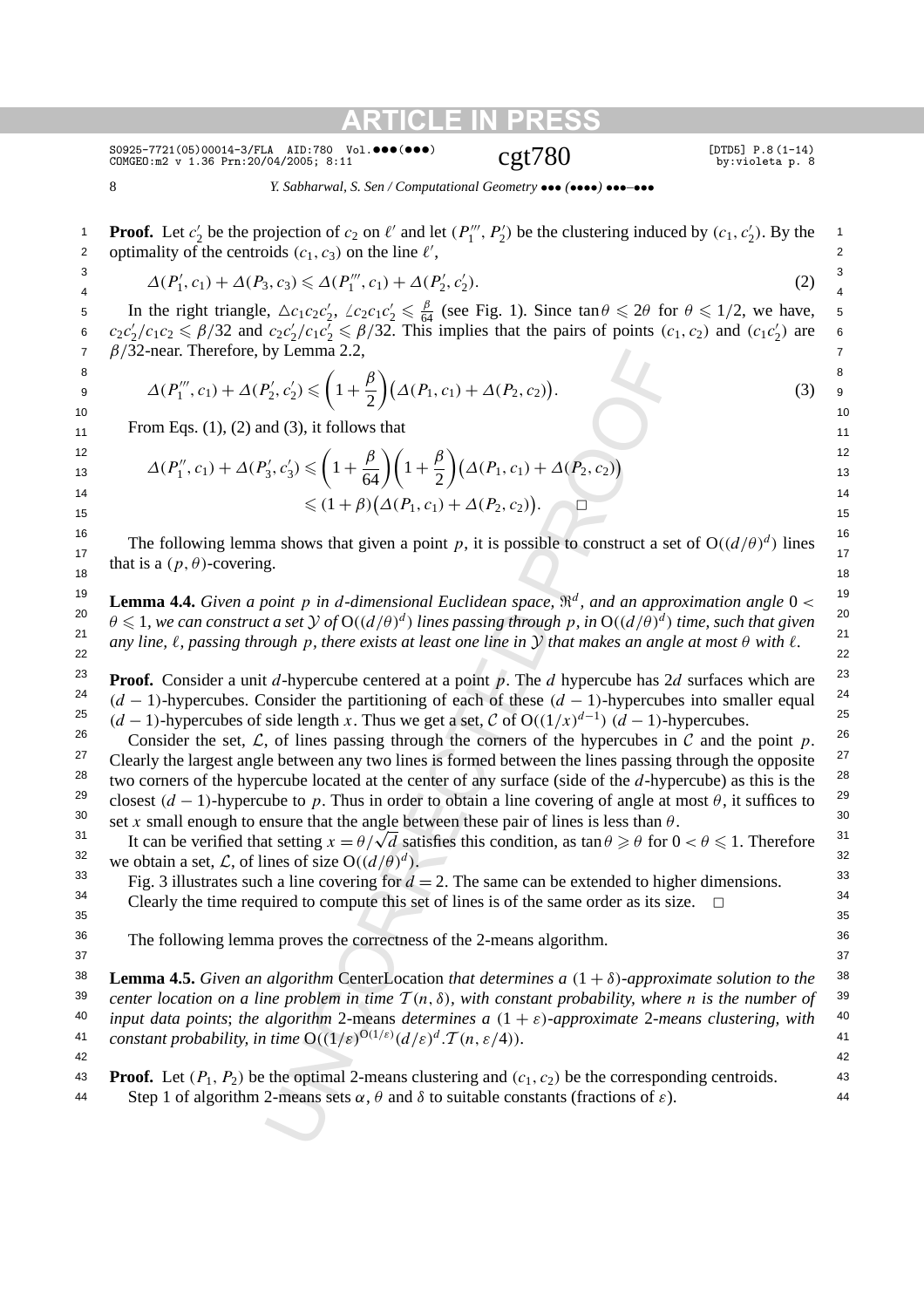**Proof.** Let $c_2'$ be the projection of $c_2$ on $\ell'$ and let $(P_1''', P_2')$ be the clustering induced by $(c_1, c_2')$. By the optimality of the centroids $(c_1, c_3)$ on the line $\ell'$,

$$\Delta(P_1', c_1) + \Delta(P_3, c_3) \leqslant \Delta(P_1''', c_1) + \Delta(P_2', c_2'). \tag{2}$$

In the right triangle, $\triangle c_1 c_2 c_2'$, $\angle c_2 c_1 c_2' \leqslant \frac{\beta}{64}$ (see Fig. 1). Since $\tan\theta \leqslant 2\theta$ for $\theta \leqslant 1/2$, we have, $c_2 c_2'/c_1 c_2 \leqslant \beta/32$ and $c_2 c_2'/c_1 c_2' \leqslant \beta/32$. This implies that the pairs of points $(c_1, c_2)$ and $(c_1 c_2')$ are $\beta/32$-near. Therefore, by Lemma 2.2,

$$\Delta(P_1''', c_1) + \Delta(P_2', c_2') \leqslant \left(1 + \frac{\beta}{2}\right)\bigl(\Delta(P_1, c_1) + \Delta(P_2, c_2)\bigr). \tag{3}$$

From Eqs. (1), (2) and (3), it follows that

$$\begin{aligned}
\Delta(P_1'', c_1) + \Delta(P_3', c_3') &\leqslant \left(1 + \frac{\beta}{64}\right)\left(1 + \frac{\beta}{2}\right)\bigl(\Delta(P_1, c_1) + \Delta(P_2, c_2)\bigr) \\
&\leqslant (1 + \beta)\bigl(\Delta(P_1, c_1) + \Delta(P_2, c_2)\bigr). \qquad \square
\end{aligned}$$

The following lemma shows that given a point $p$, it is possible to construct a set of $O((d/\theta)^d)$ lines that is a $(p, \theta)$-covering.

**Lemma 4.4.** *Given a point $p$ in $d$-dimensional Euclidean space, $\Re^d$, and an approximation angle $0 < \theta \leqslant 1$, we can construct a set $\mathcal{Y}$ of $O((d/\theta)^d)$ lines passing through $p$, in $O((d/\theta)^d)$ time, such that given any line, $\ell$, passing through $p$, there exists at least one line in $\mathcal{Y}$ that makes an angle at most $\theta$ with $\ell$.*

**Proof.** Consider a unit $d$-hypercube centered at a point $p$. The $d$ hypercube has $2d$ surfaces which are $(d-1)$-hypercubes. Consider the partitioning of each of these $(d-1)$-hypercubes into smaller equal $(d-1)$-hypercubes of side length $x$. Thus we get a set, $\mathcal{C}$ of $O((1/x)^{d-1})$ $(d-1)$-hypercubes.

Consider the set, $\mathcal{L}$, of lines passing through the corners of the hypercubes in $\mathcal{C}$ and the point $p$. Clearly the largest angle between any two lines is formed between the lines passing through the opposite two corners of the hypercube located at the center of any surface (side of the $d$-hypercube) as this is the closest $(d-1)$-hypercube to $p$. Thus in order to obtain a line covering of angle at most $\theta$, it suffices to set $x$ small enough to ensure that the angle between these pair of lines is less than $\theta$.

It can be verified that setting $x = \theta/\sqrt{d}$ satisfies this condition, as $\tan\theta \geqslant \theta$ for $0 < \theta \leqslant 1$. Therefore we obtain a set, $\mathcal{L}$, of lines of size $O((d/\theta)^d)$.

Fig. 3 illustrates such a line covering for $d = 2$. The same can be extended to higher dimensions.

Clearly the time required to compute this set of lines is of the same order as its size. $\square$

The following lemma proves the correctness of the 2-means algorithm.

**Lemma 4.5.** *Given an algorithm* CenterLocation *that determines a $(1+\delta)$-approximate solution to the center location on a line problem in time $\mathcal{T}(n, \delta)$, with constant probability, where $n$ is the number of input data points*; *the algorithm* 2-means *determines a $(1+\varepsilon)$-approximate* 2-*means clustering, with constant probability, in time $O((1/\varepsilon)^{O(1/\varepsilon)}(d/\varepsilon)^d.\mathcal{T}(n, \varepsilon/4))$.*

**Proof.** Let $(P_1, P_2)$ be the optimal 2-means clustering and $(c_1, c_2)$ be the corresponding centroids.

Step 1 of algorithm 2-means sets $\alpha$, $\theta$ and $\delta$ to suitable constants (fractions of $\varepsilon$).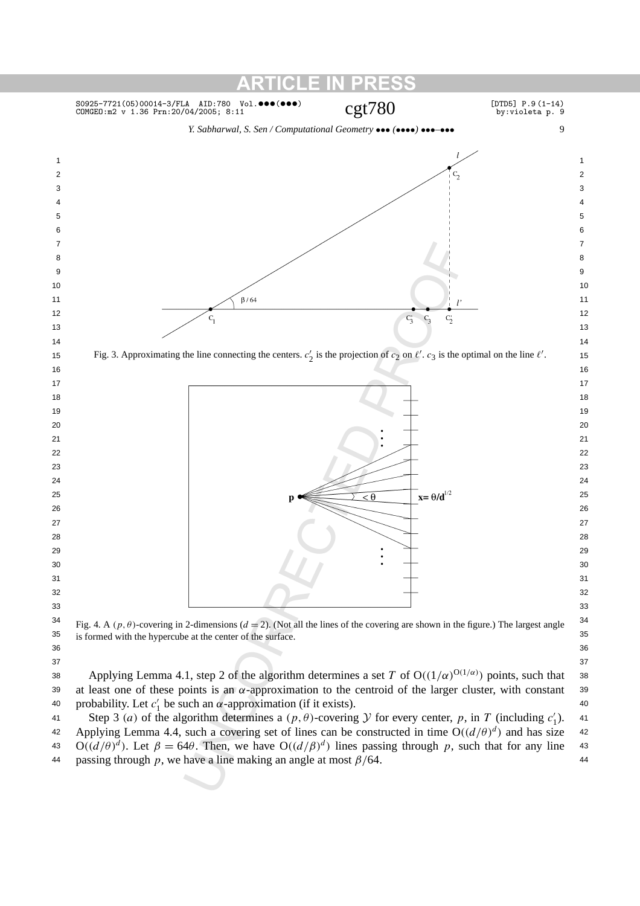Fig. 3. Approximating the line connecting the centers. $c_2'$ is the projection of $c_2$ on $\ell'$. $c_3$ is the optimal on the line $\ell'$.

Fig. 4. A $(p,\theta)$-covering in 2-dimensions ($d = 2$). (Not all the lines of the covering are shown in the figure.) The largest angle is formed with the hypercube at the center of the surface.

Applying Lemma 4.1, step 2 of the algorithm determines a set $T$ of $\mathrm{O}((1/\alpha)^{\mathrm{O}(1/\alpha)})$ points, such that at least one of these points is an $\alpha$-approximation to the centroid of the larger cluster, with constant probability. Let $c_1'$ be such an $\alpha$-approximation (if it exists).

Step 3 ($a$) of the algorithm determines a $(p,\theta)$-covering $\mathcal{Y}$ for every center, $p$, in $T$ (including $c_1'$). Applying Lemma 4.4, such a covering set of lines can be constructed in time $\mathrm{O}((d/\theta)^d)$ and has size $\mathrm{O}((d/\theta)^d)$. Let $\beta = 64\theta$. Then, we have $\mathrm{O}((d/\beta)^d)$ lines passing through $p$, such that for any line passing through $p$, we have a line making an angle at most $\beta/64$.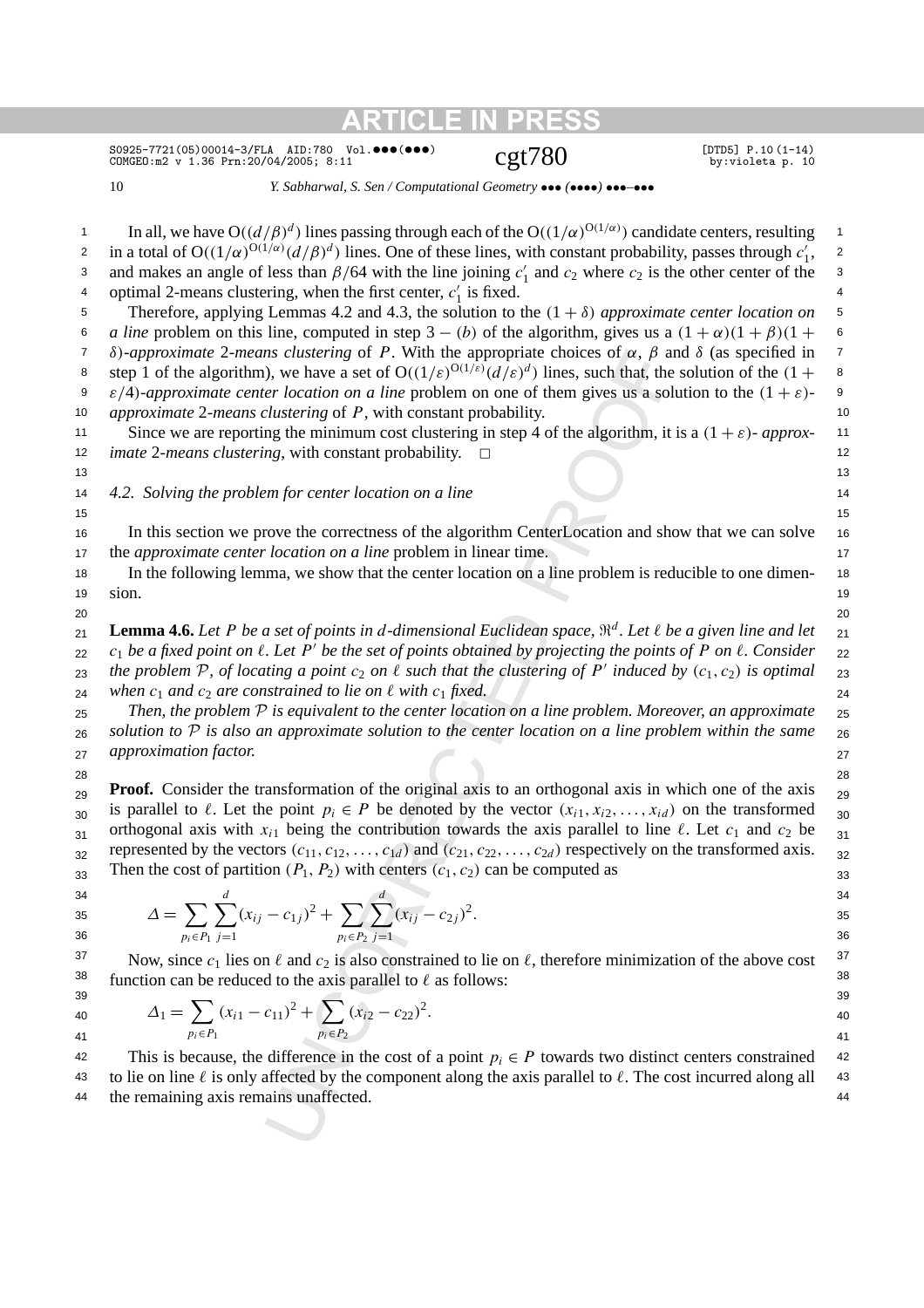In all, we have $O((d/\beta)^d)$ lines passing through each of the $O((1/\alpha)^{O(1/\alpha)})$ candidate centers, resulting in a total of $O((1/\alpha)^{O(1/\alpha)}(d/\beta)^d)$ lines. One of these lines, with constant probability, passes through $c_1'$, and makes an angle of less than $\beta/64$ with the line joining $c_1'$ and $c_2$ where $c_2$ is the other center of the optimal 2-means clustering, when the first center, $c_1'$ is fixed.

Therefore, applying Lemmas 4.2 and 4.3, the solution to the $(1+\delta)$ *approximate center location on a line* problem on this line, computed in step $3-(b)$ of the algorithm, gives us a $(1+\alpha)(1+\beta)(1+\delta)$-*approximate* 2-*means clustering* of $P$. With the appropriate choices of $\alpha$, $\beta$ and $\delta$ (as specified in step 1 of the algorithm), we have a set of $O((1/\varepsilon)^{O(1/\varepsilon)}(d/\varepsilon)^d)$ lines, such that, the solution of the $(1+\varepsilon/4)$-*approximate center location on a line* problem on one of them gives us a solution to the $(1+\varepsilon)$-*approximate* 2-*means clustering* of $P$, with constant probability.

Since we are reporting the minimum cost clustering in step 4 of the algorithm, it is a $(1+\varepsilon)$- *approximate* 2-*means clustering*, with constant probability. □

### 4.2. Solving the problem for center location on a line

In this section we prove the correctness of the algorithm CenterLocation and show that we can solve the *approximate center location on a line* problem in linear time.

In the following lemma, we show that the center location on a line problem is reducible to one dimension.

**Lemma 4.6.** *Let $P$ be a set of points in $d$-dimensional Euclidean space, $\Re^d$. Let $\ell$ be a given line and let $c_1$ be a fixed point on $\ell$. Let $P'$ be the set of points obtained by projecting the points of $P$ on $\ell$. Consider the problem $\mathcal{P}$, of locating a point $c_2$ on $\ell$ such that the clustering of $P'$ induced by $(c_1, c_2)$ is optimal when $c_1$ and $c_2$ are constrained to lie on $\ell$ with $c_1$ fixed.*

*Then, the problem $\mathcal{P}$ is equivalent to the center location on a line problem. Moreover, an approximate solution to $\mathcal{P}$ is also an approximate solution to the center location on a line problem within the same approximation factor.*

**Proof.** Consider the transformation of the original axis to an orthogonal axis in which one of the axis is parallel to $\ell$. Let the point $p_i \in P$ be denoted by the vector $(x_{i1}, x_{i2}, \ldots, x_{id})$ on the transformed orthogonal axis with $x_{i1}$ being the contribution towards the axis parallel to line $\ell$. Let $c_1$ and $c_2$ be represented by the vectors $(c_{11}, c_{12}, \ldots, c_{1d})$ and $(c_{21}, c_{22}, \ldots, c_{2d})$ respectively on the transformed axis. Then the cost of partition $(P_1, P_2)$ with centers $(c_1, c_2)$ can be computed as

$$\Delta = \sum_{p_i \in P_1} \sum_{j=1}^{d} (x_{ij} - c_{1j})^2 + \sum_{p_i \in P_2} \sum_{j=1}^{d} (x_{ij} - c_{2j})^2.$$

Now, since $c_1$ lies on $\ell$ and $c_2$ is also constrained to lie on $\ell$, therefore minimization of the above cost function can be reduced to the axis parallel to $\ell$ as follows:

$$\Delta_1 = \sum_{p_i \in P_1} (x_{i1} - c_{11})^2 + \sum_{p_i \in P_2} (x_{i2} - c_{22})^2.$$

This is because, the difference in the cost of a point $p_i \in P$ towards two distinct centers constrained to lie on line $\ell$ is only affected by the component along the axis parallel to $\ell$. The cost incurred along all the remaining axis remains unaffected.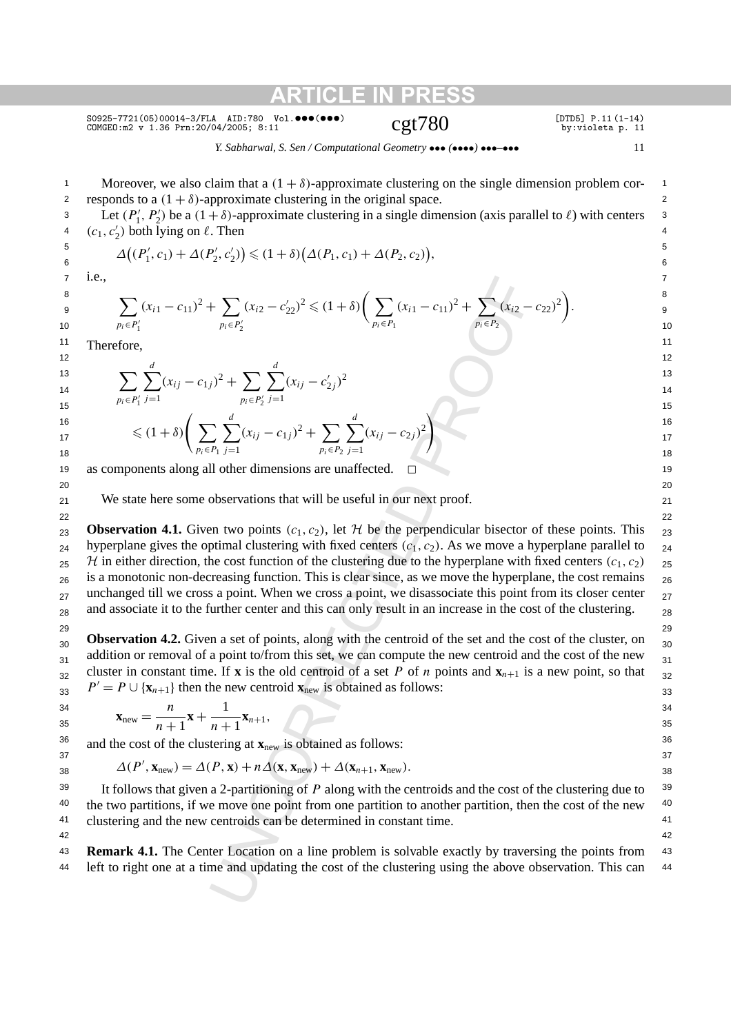Moreover, we also claim that a $(1+\delta)$-approximate clustering on the single dimension problem corresponds to a $(1+\delta)$-approximate clustering in the original space.

Let $(P_1', P_2')$ be a $(1+\delta)$-approximate clustering in a single dimension (axis parallel to $\ell$) with centers $(c_1, c_2')$ both lying on $\ell$. Then

$$\Delta\big((P_1', c_1) + \Delta(P_2', c_2')\big) \leqslant (1+\delta)\big(\Delta(P_1, c_1) + \Delta(P_2, c_2)\big),$$

i.e.,

$$\sum_{p_i \in P_1'} (x_{i1} - c_{11})^2 + \sum_{p_i \in P_2'} (x_{i2} - c_{22}')^2 \leqslant (1+\delta)\bigg(\sum_{p_i \in P_1} (x_{i1} - c_{11})^2 + \sum_{p_i \in P_2} (x_{i2} - c_{22})^2\bigg).$$

Therefore,

$$\sum_{p_i \in P_1'} \sum_{j=1}^{d} (x_{ij} - c_{1j})^2 + \sum_{p_i \in P_2'} \sum_{j=1}^{d} (x_{ij} - c_{2j}')^2$$
$$\leqslant (1+\delta)\bigg(\sum_{p_i \in P_1} \sum_{j=1}^{d} (x_{ij} - c_{1j})^2 + \sum_{p_i \in P_2} \sum_{j=1}^{d} (x_{ij} - c_{2j})^2\bigg)$$

as components along all other dimensions are unaffected. $\square$

We state here some observations that will be useful in our next proof.

**Observation 4.1.** Given two points $(c_1, c_2)$, let $\mathcal{H}$ be the perpendicular bisector of these points. This hyperplane gives the optimal clustering with fixed centers $(c_1, c_2)$. As we move a hyperplane parallel to $\mathcal{H}$ in either direction, the cost function of the clustering due to the hyperplane with fixed centers $(c_1, c_2)$ is a monotonic non-decreasing function. This is clear since, as we move the hyperplane, the cost remains unchanged till we cross a point. When we cross a point, we disassociate this point from its closer center and associate it to the further center and this can only result in an increase in the cost of the clustering.

**Observation 4.2.** Given a set of points, along with the centroid of the set and the cost of the cluster, on addition or removal of a point to/from this set, we can compute the new centroid and the cost of the new cluster in constant time. If $\mathbf{x}$ is the old centroid of a set $P$ of $n$ points and $\mathbf{x}_{n+1}$ is a new point, so that $P' = P \cup \{\mathbf{x}_{n+1}\}$ then the new centroid $\mathbf{x}_{\text{new}}$ is obtained as follows:

$$\mathbf{x}_{\text{new}} = \frac{n}{n+1}\mathbf{x} + \frac{1}{n+1}\mathbf{x}_{n+1},$$

and the cost of the clustering at $\mathbf{x}_{\text{new}}$ is obtained as follows:

$$\Delta(P', \mathbf{x}_{\text{new}}) = \Delta(P, \mathbf{x}) + n\Delta(\mathbf{x}, \mathbf{x}_{\text{new}}) + \Delta(\mathbf{x}_{n+1}, \mathbf{x}_{\text{new}}).$$

It follows that given a 2-partitioning of $P$ along with the centroids and the cost of the clustering due to the two partitions, if we move one point from one partition to another partition, then the cost of the new clustering and the new centroids can be determined in constant time.

**Remark 4.1.** The Center Location on a line problem is solvable exactly by traversing the points from left to right one at a time and updating the cost of the clustering using the above observation. This can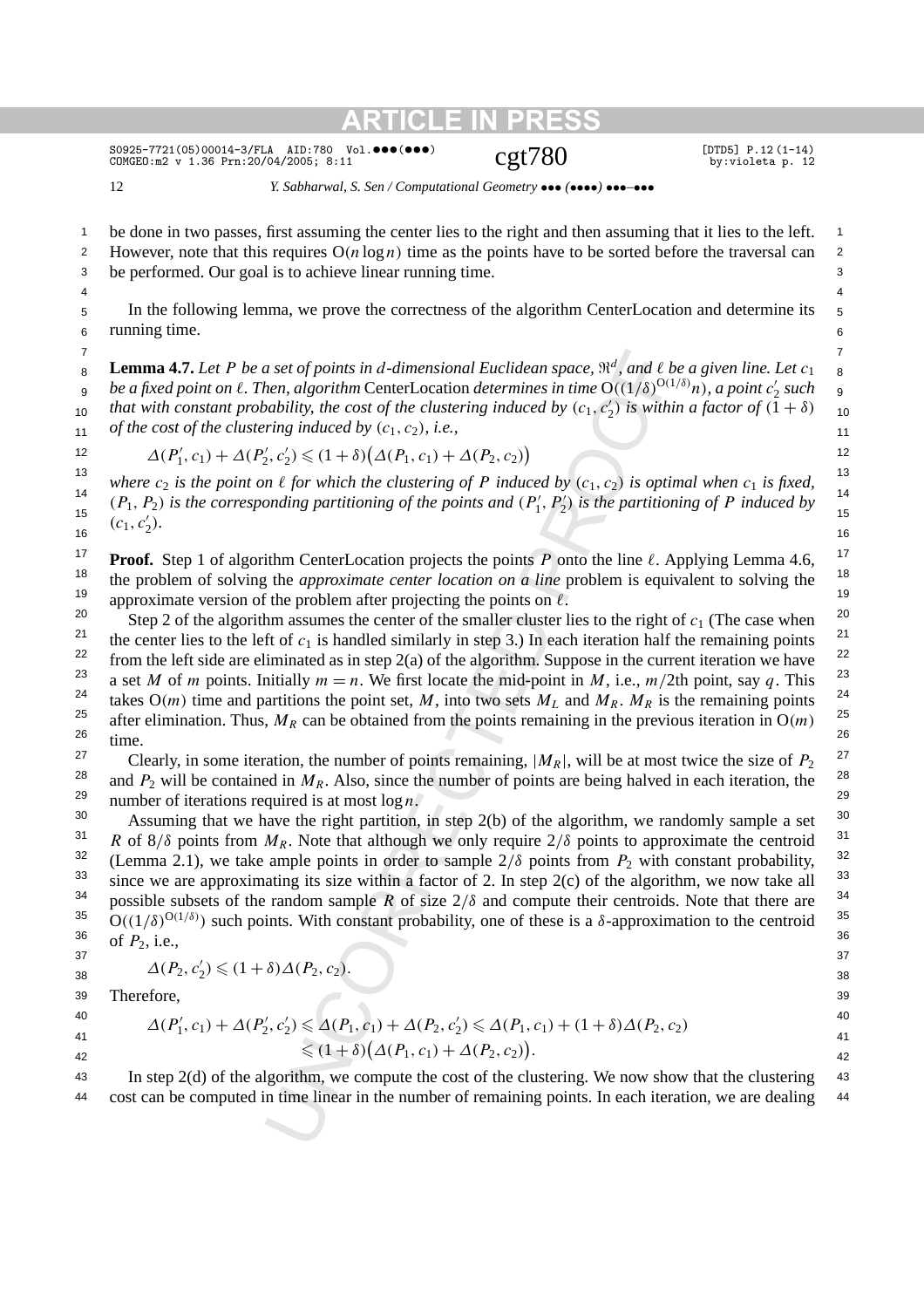be done in two passes, first assuming the center lies to the right and then assuming that it lies to the left. However, note that this requires $O(n \log n)$ time as the points have to be sorted before the traversal can be performed. Our goal is to achieve linear running time.

In the following lemma, we prove the correctness of the algorithm CenterLocation and determine its running time.

**Lemma 4.7.** *Let $P$ be a set of points in $d$-dimensional Euclidean space, $\Re^d$, and $\ell$ be a given line. Let $c_1$ be a fixed point on $\ell$. Then, algorithm* CenterLocation *determines in time $O((1/\delta)^{O(1/\delta)} n)$, a point $c_2'$ such that with constant probability, the cost of the clustering induced by $(c_1, c_2')$ is within a factor of $(1+\delta)$ of the cost of the clustering induced by $(c_1, c_2)$, i.e.,*

$$\Delta(P_1', c_1) + \Delta(P_2', c_2') \leqslant (1+\delta)\big(\Delta(P_1, c_1) + \Delta(P_2, c_2)\big)$$

*where $c_2$ is the point on $\ell$ for which the clustering of $P$ induced by $(c_1, c_2)$ is optimal when $c_1$ is fixed, $(P_1, P_2)$ is the corresponding partitioning of the points and $(P_1', P_2')$ is the partitioning of $P$ induced by $(c_1, c_2')$.*

**Proof.** Step 1 of algorithm CenterLocation projects the points $P$ onto the line $\ell$. Applying Lemma 4.6, the problem of solving the *approximate center location on a line* problem is equivalent to solving the approximate version of the problem after projecting the points on $\ell$.

Step 2 of the algorithm assumes the center of the smaller cluster lies to the right of $c_1$ (The case when the center lies to the left of $c_1$ is handled similarly in step 3.) In each iteration half the remaining points from the left side are eliminated as in step 2(a) of the algorithm. Suppose in the current iteration we have a set $M$ of $m$ points. Initially $m = n$. We first locate the mid-point in $M$, i.e., $m/2$th point, say $q$. This takes $O(m)$ time and partitions the point set, $M$, into two sets $M_L$ and $M_R$. $M_R$ is the remaining points after elimination. Thus, $M_R$ can be obtained from the points remaining in the previous iteration in $O(m)$ time.

Clearly, in some iteration, the number of points remaining, $|M_R|$, will be at most twice the size of $P_2$ and $P_2$ will be contained in $M_R$. Also, since the number of points are being halved in each iteration, the number of iterations required is at most $\log n$.

Assuming that we have the right partition, in step 2(b) of the algorithm, we randomly sample a set $R$ of $8/\delta$ points from $M_R$. Note that although we only require $2/\delta$ points to approximate the centroid (Lemma 2.1), we take ample points in order to sample $2/\delta$ points from $P_2$ with constant probability, since we are approximating its size within a factor of 2. In step 2(c) of the algorithm, we now take all possible subsets of the random sample $R$ of size $2/\delta$ and compute their centroids. Note that there are $O((1/\delta)^{O(1/\delta)})$ such points. With constant probability, one of these is a $\delta$-approximation to the centroid of $P_2$, i.e.,

$$\Delta(P_2, c_2') \leqslant (1+\delta)\Delta(P_2, c_2).$$

Therefore,

$$\begin{aligned}\Delta(P_1', c_1) + \Delta(P_2', c_2') &\leqslant \Delta(P_1, c_1) + \Delta(P_2, c_2') \leqslant \Delta(P_1, c_1) + (1+\delta)\Delta(P_2, c_2)\\ &\leqslant (1+\delta)\big(\Delta(P_1, c_1) + \Delta(P_2, c_2)\big).\end{aligned}$$

In step 2(d) of the algorithm, we compute the cost of the clustering. We now show that the clustering cost can be computed in time linear in the number of remaining points. In each iteration, we are dealing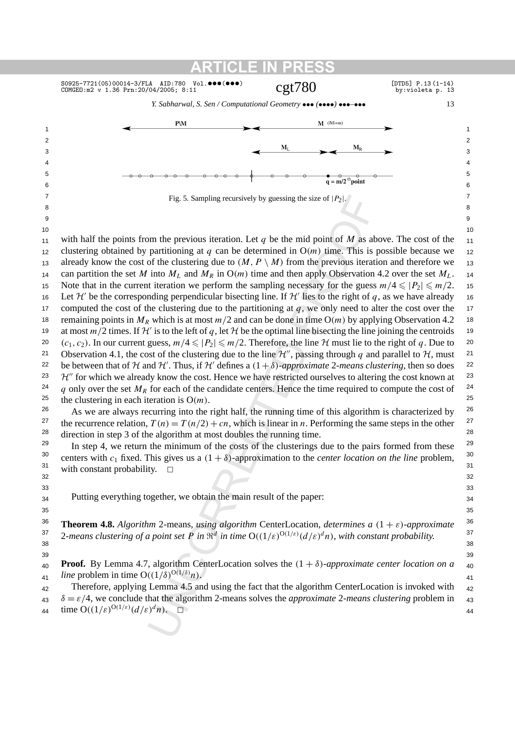Fig. 5. Sampling recursively by guessing the size of $|P_2|$.

with half the points from the previous iteration. Let $q$ be the mid point of $M$ as above. The cost of the clustering obtained by partitioning at $q$ can be determined in $O(m)$ time. This is possible because we already know the cost of the clustering due to $(M, P \setminus M)$ from the previous iteration and therefore we can partition the set $M$ into $M_L$ and $M_R$ in $O(m)$ time and then apply Observation 4.2 over the set $M_L$. Note that in the current iteration we perform the sampling necessary for the guess $m/4 \leqslant |P_2| \leqslant m/2$. Let $\mathcal{H}'$ be the corresponding perpendicular bisecting line. If $\mathcal{H}'$ lies to the right of $q$, as we have already computed the cost of the clustering due to the partitioning at $q$, we only need to alter the cost over the remaining points in $M_R$ which is at most $m/2$ and can be done in time $O(m)$ by applying Observation 4.2 at most $m/2$ times. If $\mathcal{H}'$ is to the left of $q$, let $\mathcal{H}$ be the optimal line bisecting the line joining the centroids $(c_1, c_2)$. In our current guess, $m/4 \leqslant |P_2| \leqslant m/2$. Therefore, the line $\mathcal{H}$ must lie to the right of $q$. Due to Observation 4.1, the cost of the clustering due to the line $\mathcal{H}''$, passing through $q$ and parallel to $\mathcal{H}$, must be between that of $\mathcal{H}$ and $\mathcal{H}'$. Thus, if $\mathcal{H}'$ defines a $(1+\delta)$-*approximate* 2-*means clustering*, then so does $\mathcal{H}''$ for which we already know the cost. Hence we have restricted ourselves to altering the cost known at $q$ only over the set $M_R$ for each of the candidate centers. Hence the time required to compute the cost of the clustering in each iteration is $O(m)$.

As we are always recurring into the right half, the running time of this algorithm is characterized by the recurrence relation, $T(n) = T(n/2) + cn$, which is linear in $n$. Performing the same steps in the other direction in step 3 of the algorithm at most doubles the running time.

In step 4, we return the minimum of the costs of the clusterings due to the pairs formed from these centers with $c_1$ fixed. This gives us a $(1+\delta)$-approximation to the *center location on the line* problem, with constant probability. □

Putting everything together, we obtain the main result of the paper:

**Theorem 4.8.** *Algorithm* 2-means*, using algorithm* CenterLocation*, determines a* $(1+\varepsilon)$*-approximate* 2*-means clustering of a point set* $P$ *in* $\Re^d$ *in time* $O((1/\varepsilon)^{O(1/\varepsilon)}(d/\varepsilon)^d n)$*, with constant probability.*

**Proof.** By Lemma 4.7, algorithm CenterLocation solves the $(1+\delta)$-*approximate center location on a line* problem in time $O((1/\delta)^{O(1/\delta)} n)$.

Therefore, applying Lemma 4.5 and using the fact that the algorithm CenterLocation is invoked with $\delta = \varepsilon/4$, we conclude that the algorithm 2-means solves the *approximate* 2-*means clustering* problem in time $O((1/\varepsilon)^{O(1/\varepsilon)}(d/\varepsilon)^d n)$. □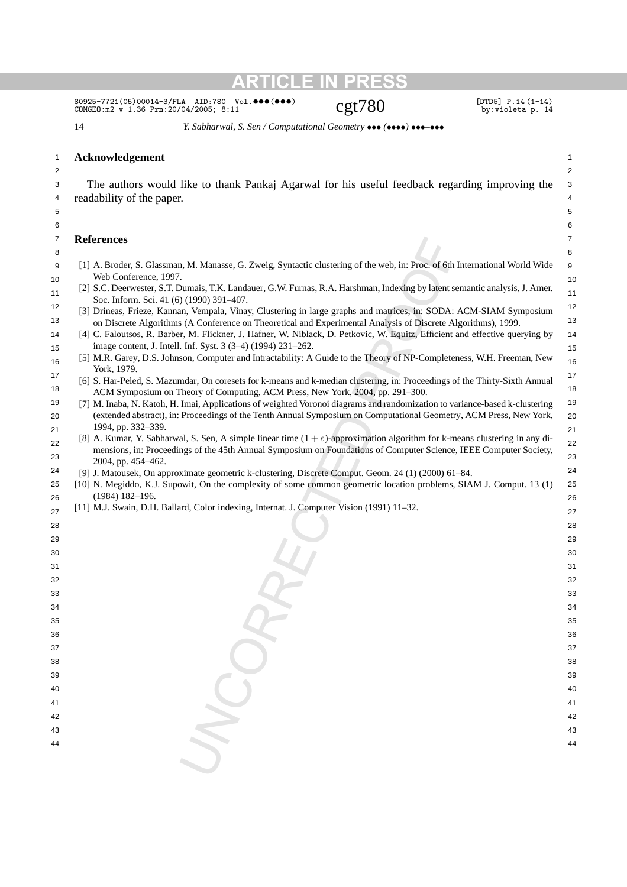## Acknowledgement

The authors would like to thank Pankaj Agarwal for his useful feedback regarding improving the readability of the paper.

## References

[1] A. Broder, S. Glassman, M. Manasse, G. Zweig, Syntactic clustering of the web, in: Proc. of 6th International World Wide Web Conference, 1997.

[2] S.C. Deerwester, S.T. Dumais, T.K. Landauer, G.W. Furnas, R.A. Harshman, Indexing by latent semantic analysis, J. Amer. Soc. Inform. Sci. 41 (6) (1990) 391–407.

[3] Drineas, Frieze, Kannan, Vempala, Vinay, Clustering in large graphs and matrices, in: SODA: ACM-SIAM Symposium on Discrete Algorithms (A Conference on Theoretical and Experimental Analysis of Discrete Algorithms), 1999.

[4] C. Faloutsos, R. Barber, M. Flickner, J. Hafner, W. Niblack, D. Petkovic, W. Equitz, Efficient and effective querying by image content, J. Intell. Inf. Syst. 3 (3–4) (1994) 231–262.

[5] M.R. Garey, D.S. Johnson, Computer and Intractability: A Guide to the Theory of NP-Completeness, W.H. Freeman, New York, 1979.

[6] S. Har-Peled, S. Mazumdar, On coresets for k-means and k-median clustering, in: Proceedings of the Thirty-Sixth Annual ACM Symposium on Theory of Computing, ACM Press, New York, 2004, pp. 291–300.

[7] M. Inaba, N. Katoh, H. Imai, Applications of weighted Voronoi diagrams and randomization to variance-based k-clustering (extended abstract), in: Proceedings of the Tenth Annual Symposium on Computational Geometry, ACM Press, New York, 1994, pp. 332–339.

[8] A. Kumar, Y. Sabharwal, S. Sen, A simple linear time $(1+\varepsilon)$-approximation algorithm for k-means clustering in any dimensions, in: Proceedings of the 45th Annual Symposium on Foundations of Computer Science, IEEE Computer Society, 2004, pp. 454–462.

[9] J. Matousek, On approximate geometric k-clustering, Discrete Comput. Geom. 24 (1) (2000) 61–84.

[10] N. Megiddo, K.J. Supowit, On the complexity of some common geometric location problems, SIAM J. Comput. 13 (1) (1984) 182–196.

[11] M.J. Swain, D.H. Ballard, Color indexing, Internat. J. Computer Vision (1991) 11–32.